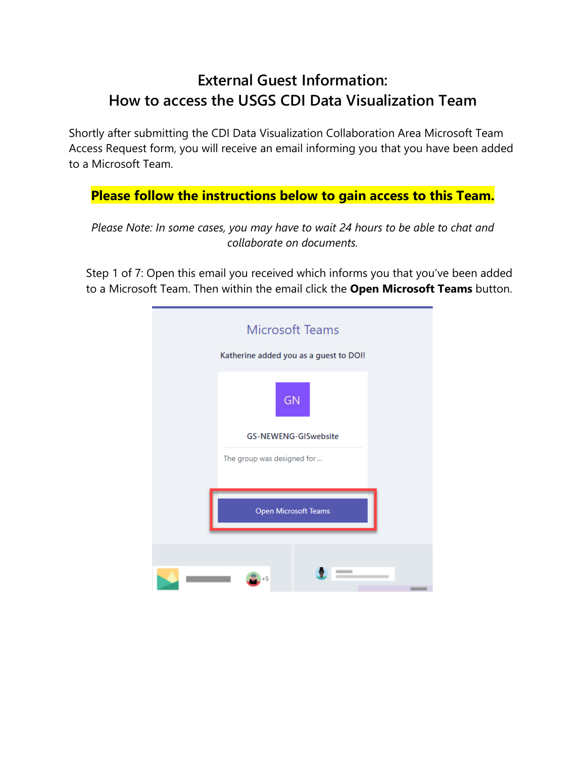# External Guest Information:
# How to access the USGS CDI Data Visualization Team

Shortly after submitting the CDI Data Visualization Collaboration Area Microsoft Team Access Request form, you will receive an email informing you that you have been added to a Microsoft Team.

**Please follow the instructions below to gain access to this Team.**

*Please Note: In some cases, you may have to wait 24 hours to be able to chat and collaborate on documents.*

Step 1 of 7: Open this email you received which informs you that you've been added to a Microsoft Team. Then within the email click the **Open Microsoft Teams** button.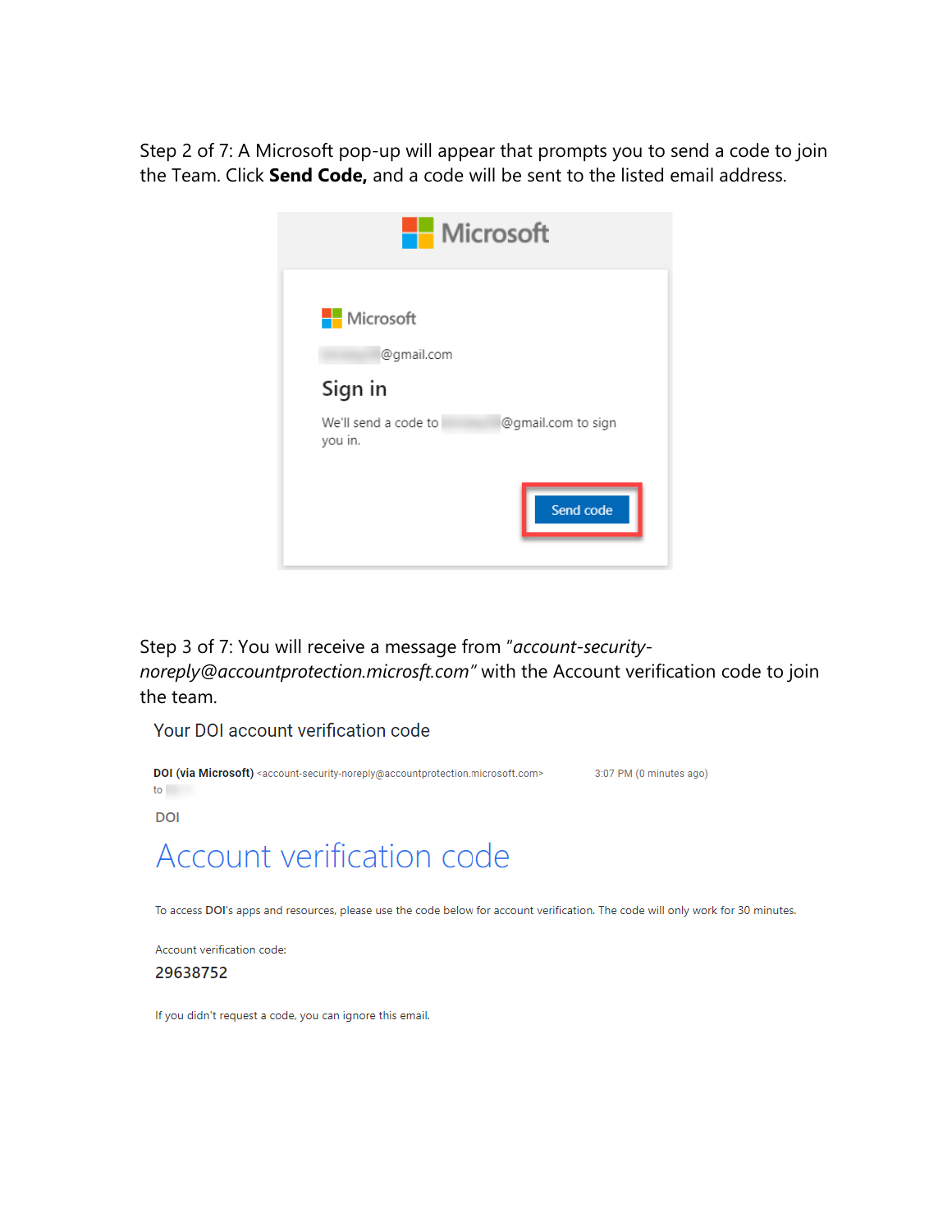Step 2 of 7: A Microsoft pop-up will appear that prompts you to send a code to join the Team. Click **Send Code,** and a code will be sent to the listed email address.

Microsoft

Microsoft

@gmail.com

Sign in

We'll send a code to @gmail.com to sign you in.

Send code

Step 3 of 7: You will receive a message from "*account-security-noreply@accountprotection.microsft.com*" with the Account verification code to join the team.

Your DOI account verification code

**DOI (via Microsoft)** <account-security-noreply@accountprotection.microsoft.com> 3:07 PM (0 minutes ago)

to

DOI

Account verification code

To access DOI's apps and resources, please use the code below for account verification. The code will only work for 30 minutes.

Account verification code:

29638752

If you didn't request a code, you can ignore this email.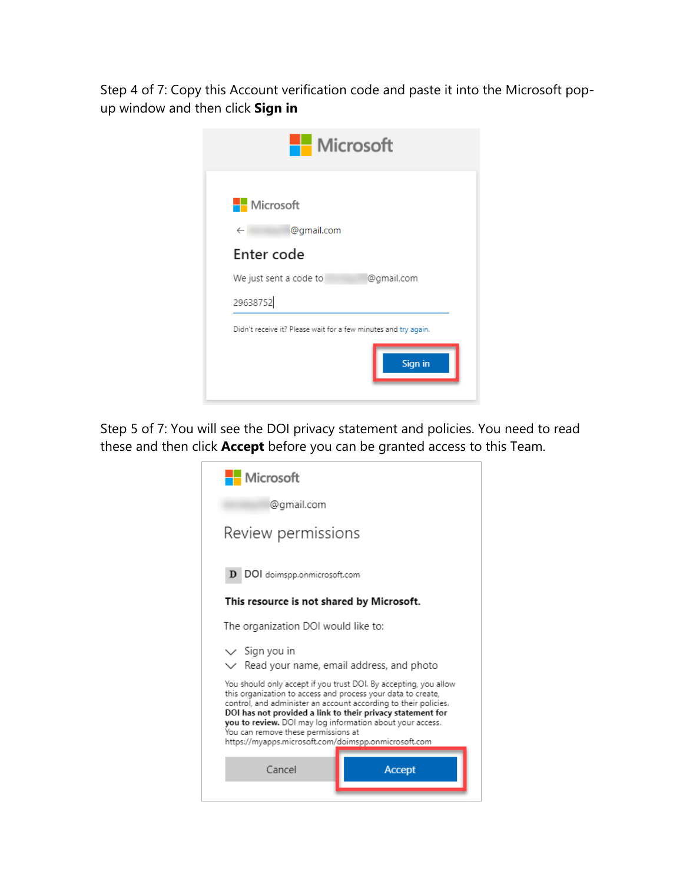Step 4 of 7: Copy this Account verification code and paste it into the Microsoft pop-up window and then click **Sign in**

Microsoft

Microsoft

← @gmail.com

Enter code

We just sent a code to @gmail.com

29638752

Didn't receive it? Please wait for a few minutes and try again.

Sign in

Step 5 of 7: You will see the DOI privacy statement and policies. You need to read these and then click **Accept** before you can be granted access to this Team.

Microsoft

@gmail.com

Review permissions

D DOI doimspp.onmicrosoft.com

**This resource is not shared by Microsoft.**

The organization DOI would like to:

- Sign you in
- Read your name, email address, and photo

You should only accept if you trust DOI. By accepting, you allow this organization to access and process your data to create, control, and administer an account according to their policies. **DOI has not provided a link to their privacy statement for you to review.** DOI may log information about your access. You can remove these permissions at https://myapps.microsoft.com/doimspp.onmicrosoft.com

Cancel Accept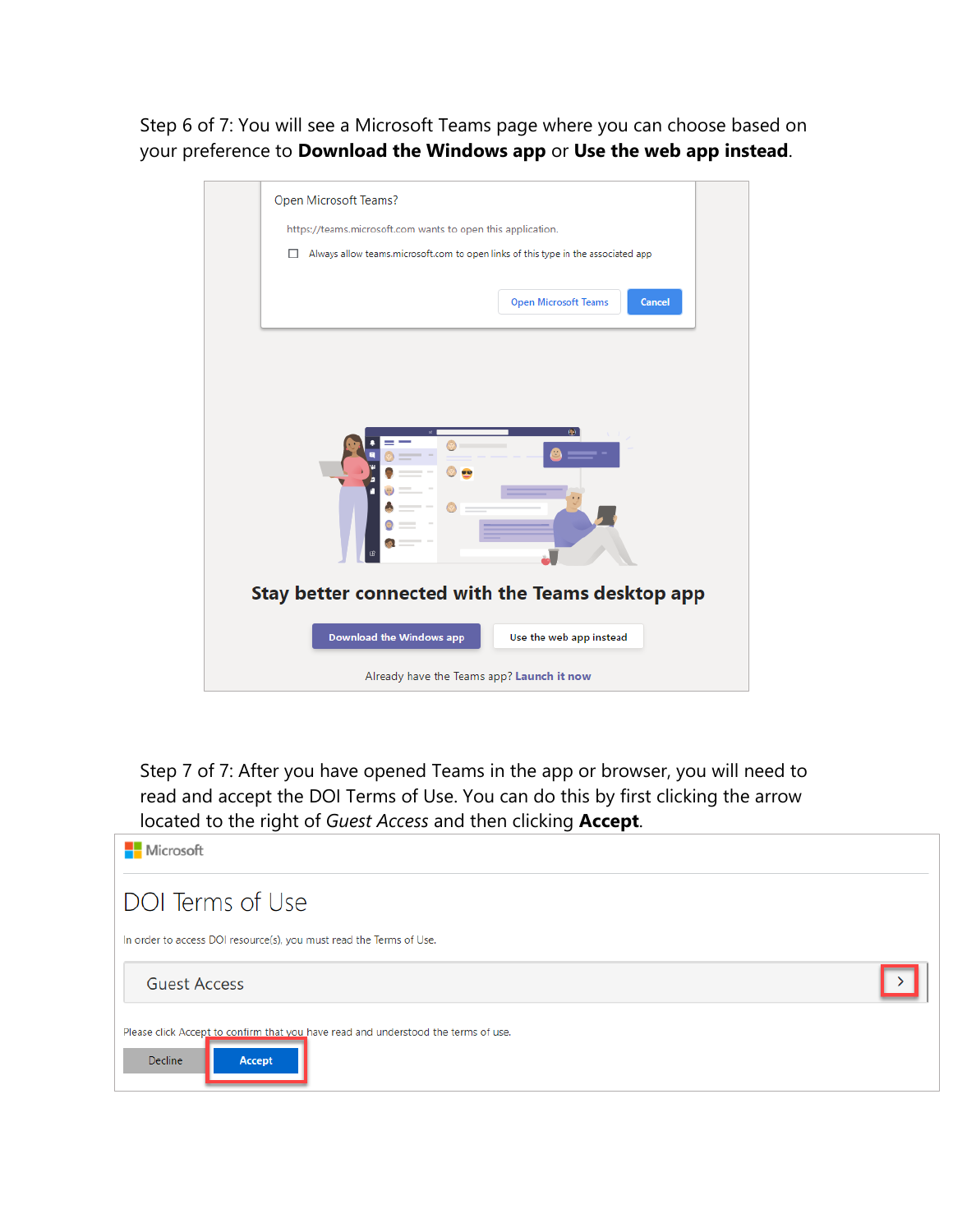Step 6 of 7: You will see a Microsoft Teams page where you can choose based on your preference to **Download the Windows app** or **Use the web app instead**.

Step 7 of 7: After you have opened Teams in the app or browser, you will need to read and accept the DOI Terms of Use. You can do this by first clicking the arrow located to the right of *Guest Access* and then clicking **Accept**.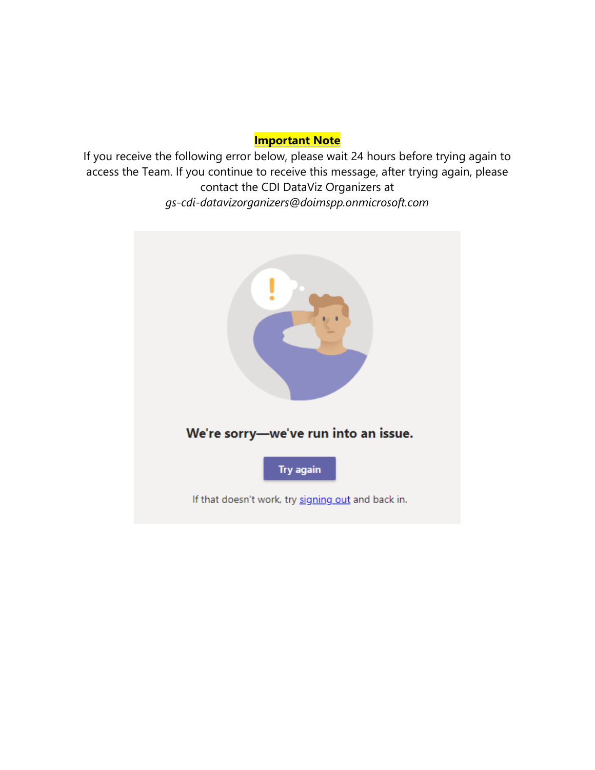**Important Note**

If you receive the following error below, please wait 24 hours before trying again to access the Team. If you continue to receive this message, after trying again, please contact the CDI DataViz Organizers at *gs-cdi-datavizorganizers@doimspp.onmicrosoft.com*

**We're sorry—we've run into an issue.**

Try again

If that doesn't work, try signing out and back in.